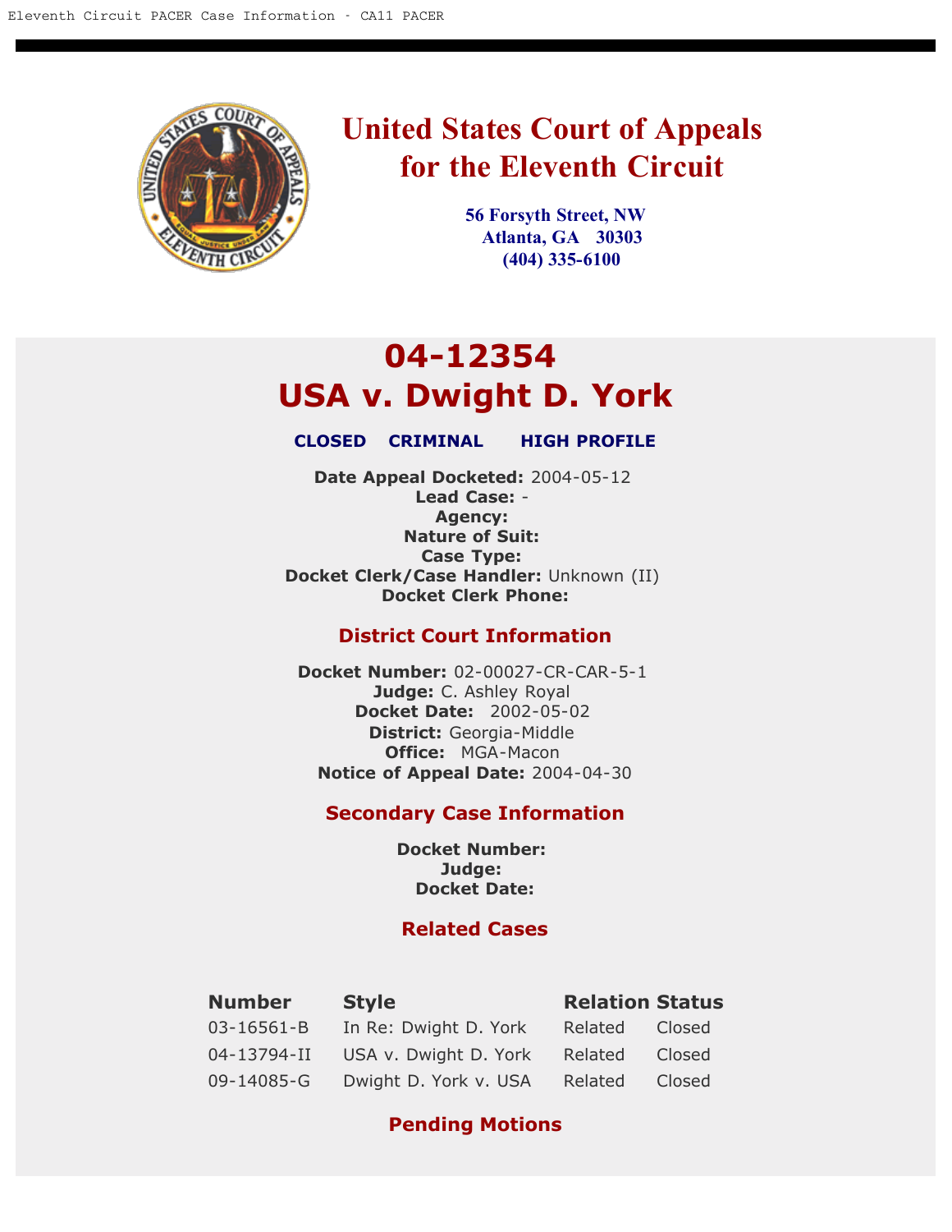# United States Court of Appeals for the Eleventh Circuit

**56 Forsyth Street, NW**
**Atlanta, GA 30303**
**(404) 335-6100**

## 04-12354
## USA v. Dwight D. York

**CLOSED CRIMINAL HIGH PROFILE**

**Date Appeal Docketed:** 2004-05-12
**Lead Case:** -
**Agency:**
**Nature of Suit:**
**Case Type:**
**Docket Clerk/Case Handler:** Unknown (II)
**Docket Clerk Phone:**

### District Court Information

**Docket Number:** 02-00027-CR-CAR-5-1
**Judge:** C. Ashley Royal
**Docket Date:** 2002-05-02
**District:** Georgia-Middle
**Office:** MGA-Macon
**Notice of Appeal Date:** 2004-04-30

### Secondary Case Information

**Docket Number:**
**Judge:**
**Docket Date:**

### Related Cases

| Number | Style | Relation | Status |
|---|---|---|---|
| 03-16561-B | In Re: Dwight D. York | Related | Closed |
| 04-13794-II | USA v. Dwight D. York | Related | Closed |
| 09-14085-G | Dwight D. York v. USA | Related | Closed |

### Pending Motions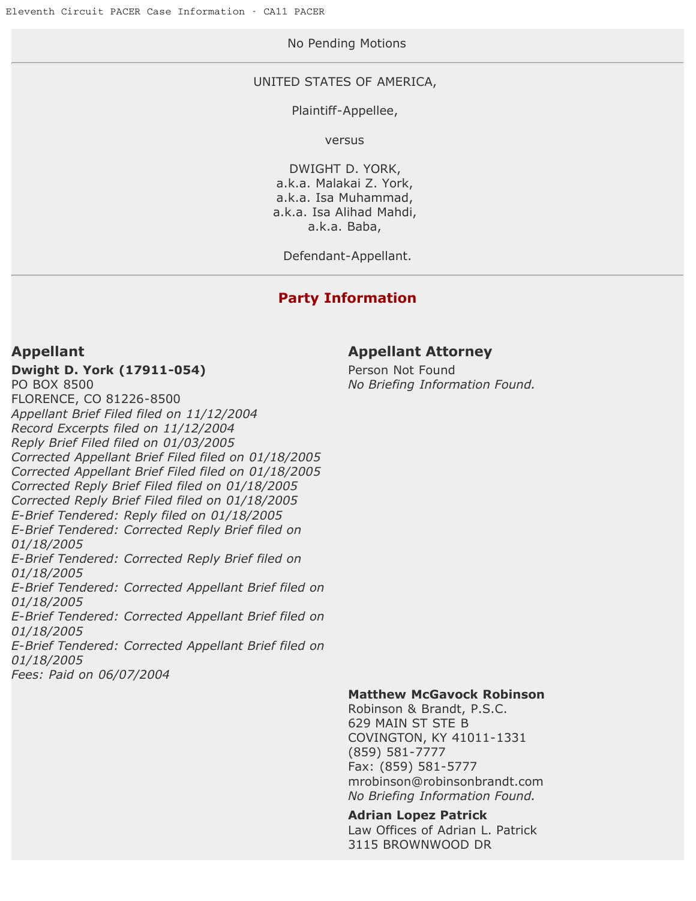No Pending Motions

---

UNITED STATES OF AMERICA,

Plaintiff-Appellee,

versus

DWIGHT D. YORK,
a.k.a. Malakai Z. York,
a.k.a. Isa Muhammad,
a.k.a. Isa Alihad Mahdi,
a.k.a. Baba,

Defendant-Appellant.

---

## Party Information

### Appellant

**Dwight D. York (17911-054)**
PO BOX 8500
FLORENCE, CO 81226-8500
*Appellant Brief Filed filed on 11/12/2004*
*Record Excerpts filed on 11/12/2004*
*Reply Brief Filed filed on 01/03/2005*
*Corrected Appellant Brief Filed filed on 01/18/2005*
*Corrected Appellant Brief Filed filed on 01/18/2005*
*Corrected Reply Brief Filed filed on 01/18/2005*
*Corrected Reply Brief Filed filed on 01/18/2005*
*E-Brief Tendered: Reply filed on 01/18/2005*
*E-Brief Tendered: Corrected Reply Brief filed on 01/18/2005*
*E-Brief Tendered: Corrected Reply Brief filed on 01/18/2005*
*E-Brief Tendered: Corrected Appellant Brief filed on 01/18/2005*
*E-Brief Tendered: Corrected Appellant Brief filed on 01/18/2005*
*E-Brief Tendered: Corrected Appellant Brief filed on 01/18/2005*
*Fees: Paid on 06/07/2004*

### Appellant Attorney

Person Not Found
*No Briefing Information Found.*

**Matthew McGavock Robinson**
Robinson & Brandt, P.S.C.
629 MAIN ST STE B
COVINGTON, KY 41011-1331
(859) 581-7777
Fax: (859) 581-5777
mrobinson@robinsonbrandt.com
*No Briefing Information Found.*

**Adrian Lopez Patrick**
Law Offices of Adrian L. Patrick
3115 BROWNWOOD DR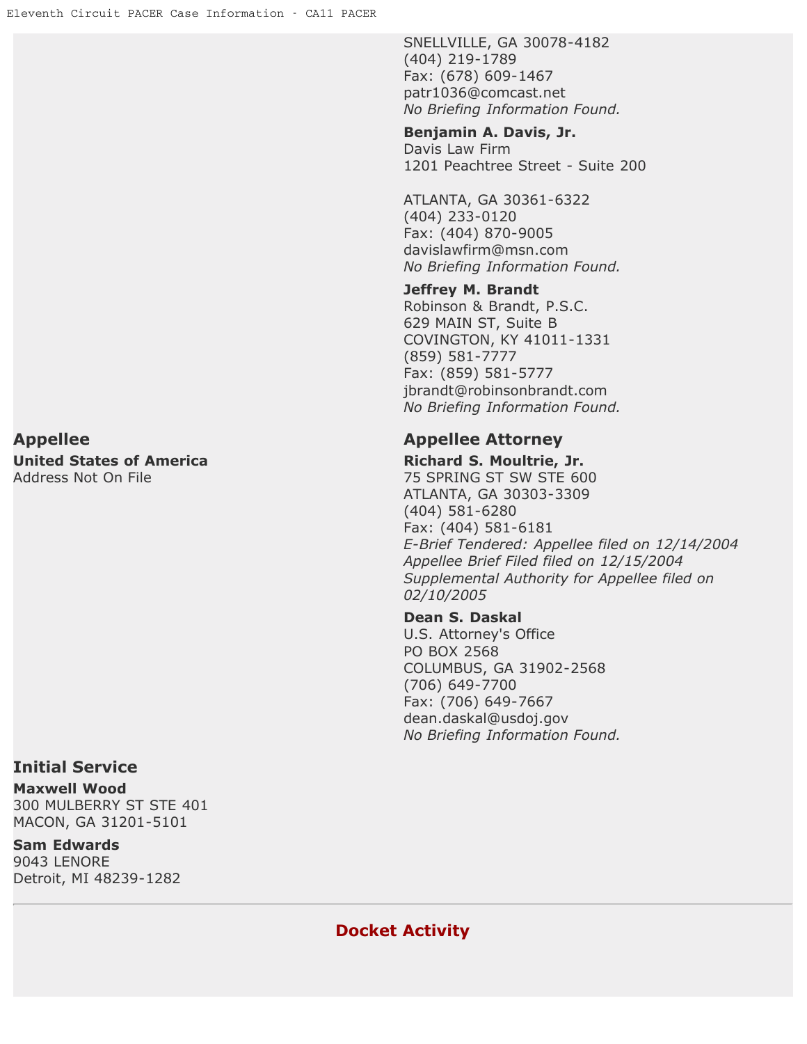SNELLVILLE, GA 30078-4182
(404) 219-1789
Fax: (678) 609-1467
patr1036@comcast.net
*No Briefing Information Found.*

**Benjamin A. Davis, Jr.**
Davis Law Firm
1201 Peachtree Street - Suite 200

ATLANTA, GA 30361-6322
(404) 233-0120
Fax: (404) 870-9005
davislawfirm@msn.com
*No Briefing Information Found.*

**Jeffrey M. Brandt**
Robinson & Brandt, P.S.C.
629 MAIN ST, Suite B
COVINGTON, KY 41011-1331
(859) 581-7777
Fax: (859) 581-5777
jbrandt@robinsonbrandt.com
*No Briefing Information Found.*

## Appellee

**United States of America**
Address Not On File

## Appellee Attorney

**Richard S. Moultrie, Jr.**
75 SPRING ST SW STE 600
ATLANTA, GA 30303-3309
(404) 581-6280
Fax: (404) 581-6181
*E-Brief Tendered: Appellee filed on 12/14/2004*
*Appellee Brief Filed filed on 12/15/2004*
*Supplemental Authority for Appellee filed on 02/10/2005*

**Dean S. Daskal**
U.S. Attorney's Office
PO BOX 2568
COLUMBUS, GA 31902-2568
(706) 649-7700
Fax: (706) 649-7667
dean.daskal@usdoj.gov
*No Briefing Information Found.*

## Initial Service

**Maxwell Wood**
300 MULBERRY ST STE 401
MACON, GA 31201-5101

**Sam Edwards**
9043 LENORE
Detroit, MI 48239-1282

---

## Docket Activity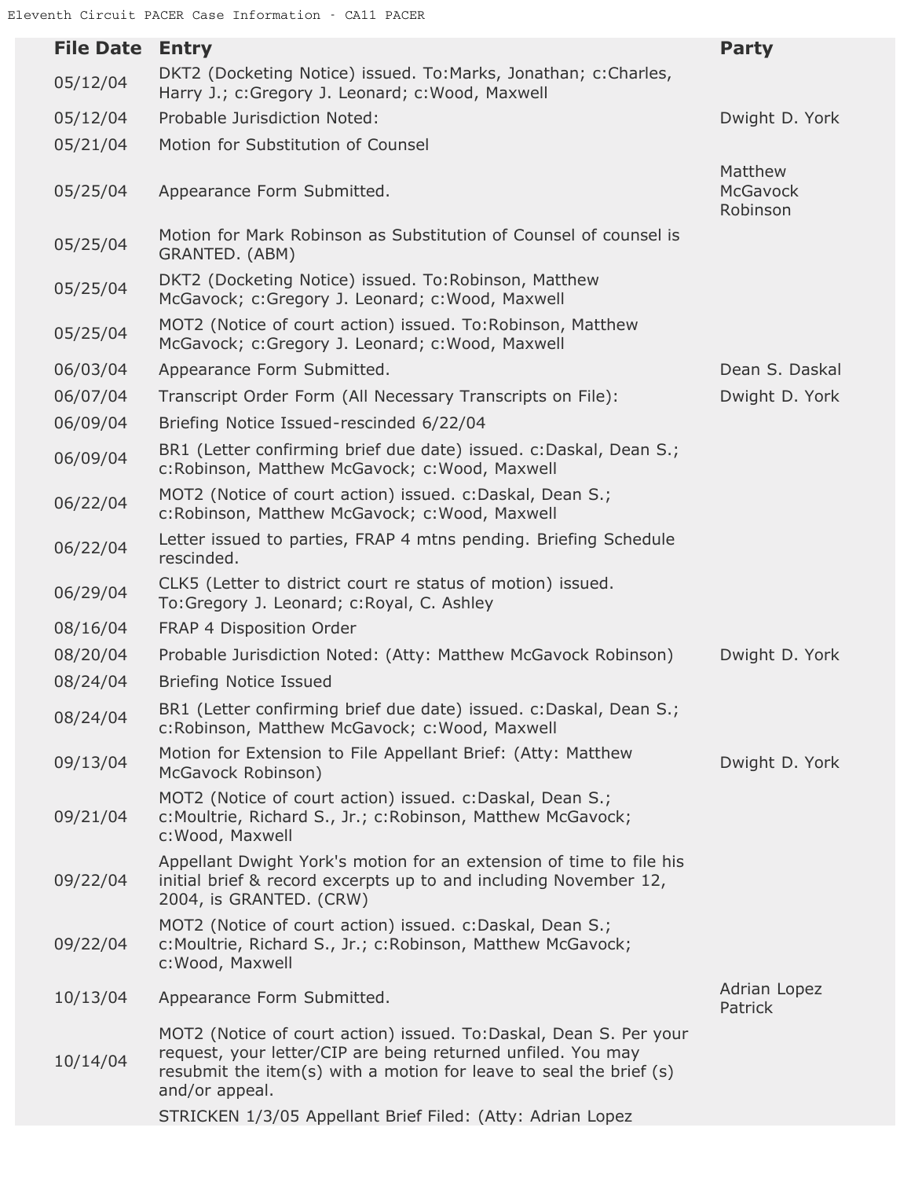| File Date | Entry | Party |
|---|---|---|
| 05/12/04 | DKT2 (Docketing Notice) issued. To:Marks, Jonathan; c:Charles, Harry J.; c:Gregory J. Leonard; c:Wood, Maxwell | |
| 05/12/04 | Probable Jurisdiction Noted: | Dwight D. York |
| 05/21/04 | Motion for Substitution of Counsel | |
| 05/25/04 | Appearance Form Submitted. | Matthew McGavock Robinson |
| 05/25/04 | Motion for Mark Robinson as Substitution of Counsel of counsel is GRANTED. (ABM) | |
| 05/25/04 | DKT2 (Docketing Notice) issued. To:Robinson, Matthew McGavock; c:Gregory J. Leonard; c:Wood, Maxwell | |
| 05/25/04 | MOT2 (Notice of court action) issued. To:Robinson, Matthew McGavock; c:Gregory J. Leonard; c:Wood, Maxwell | |
| 06/03/04 | Appearance Form Submitted. | Dean S. Daskal |
| 06/07/04 | Transcript Order Form (All Necessary Transcripts on File): | Dwight D. York |
| 06/09/04 | Briefing Notice Issued-rescinded 6/22/04 | |
| 06/09/04 | BR1 (Letter confirming brief due date) issued. c:Daskal, Dean S.; c:Robinson, Matthew McGavock; c:Wood, Maxwell | |
| 06/22/04 | MOT2 (Notice of court action) issued. c:Daskal, Dean S.; c:Robinson, Matthew McGavock; c:Wood, Maxwell | |
| 06/22/04 | Letter issued to parties, FRAP 4 mtns pending. Briefing Schedule rescinded. | |
| 06/29/04 | CLK5 (Letter to district court re status of motion) issued. To:Gregory J. Leonard; c:Royal, C. Ashley | |
| 08/16/04 | FRAP 4 Disposition Order | |
| 08/20/04 | Probable Jurisdiction Noted: (Atty: Matthew McGavock Robinson) | Dwight D. York |
| 08/24/04 | Briefing Notice Issued | |
| 08/24/04 | BR1 (Letter confirming brief due date) issued. c:Daskal, Dean S.; c:Robinson, Matthew McGavock; c:Wood, Maxwell | |
| 09/13/04 | Motion for Extension to File Appellant Brief: (Atty: Matthew McGavock Robinson) | Dwight D. York |
| 09/21/04 | MOT2 (Notice of court action) issued. c:Daskal, Dean S.; c:Moultrie, Richard S., Jr.; c:Robinson, Matthew McGavock; c:Wood, Maxwell | |
| 09/22/04 | Appellant Dwight York's motion for an extension of time to file his initial brief & record excerpts up to and including November 12, 2004, is GRANTED. (CRW) | |
| 09/22/04 | MOT2 (Notice of court action) issued. c:Daskal, Dean S.; c:Moultrie, Richard S., Jr.; c:Robinson, Matthew McGavock; c:Wood, Maxwell | |
| 10/13/04 | Appearance Form Submitted. | Adrian Lopez Patrick |
| 10/14/04 | MOT2 (Notice of court action) issued. To:Daskal, Dean S. Per your request, your letter/CIP are being returned unfiled. You may resubmit the item(s) with a motion for leave to seal the brief (s) and/or appeal. | |
| | STRICKEN 1/3/05 Appellant Brief Filed: (Atty: Adrian Lopez | |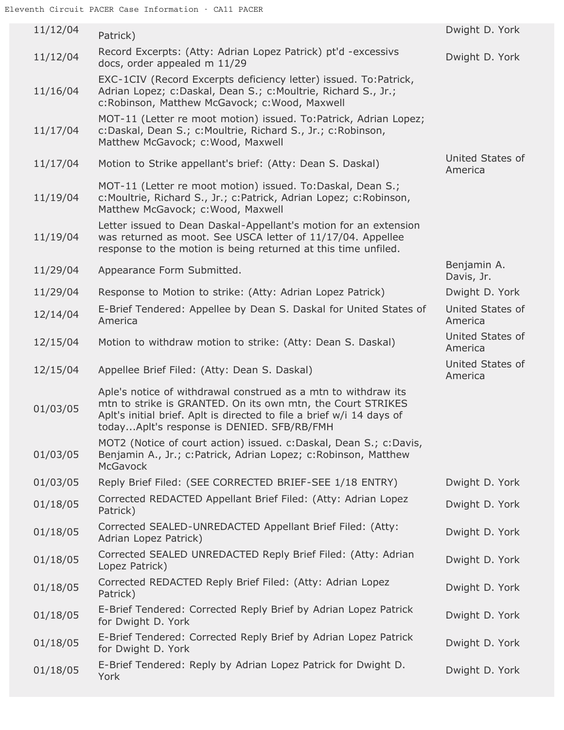| | | |
|---|---|---|
| 11/12/04 | Patrick) | Dwight D. York |
| 11/12/04 | Record Excerpts: (Atty: Adrian Lopez Patrick) pt'd -excessivs docs, order appealed m 11/29 | Dwight D. York |
| 11/16/04 | EXC-1CIV (Record Excerpts deficiency letter) issued. To:Patrick, Adrian Lopez; c:Daskal, Dean S.; c:Moultrie, Richard S., Jr.; c:Robinson, Matthew McGavock; c:Wood, Maxwell | |
| 11/17/04 | MOT-11 (Letter re moot motion) issued. To:Patrick, Adrian Lopez; c:Daskal, Dean S.; c:Moultrie, Richard S., Jr.; c:Robinson, Matthew McGavock; c:Wood, Maxwell | |
| 11/17/04 | Motion to Strike appellant's brief: (Atty: Dean S. Daskal) | United States of America |
| 11/19/04 | MOT-11 (Letter re moot motion) issued. To:Daskal, Dean S.; c:Moultrie, Richard S., Jr.; c:Patrick, Adrian Lopez; c:Robinson, Matthew McGavock; c:Wood, Maxwell | |
| 11/19/04 | Letter issued to Dean Daskal-Appellant's motion for an extension was returned as moot. See USCA letter of 11/17/04. Appellee response to the motion is being returned at this time unfiled. | |
| 11/29/04 | Appearance Form Submitted. | Benjamin A. Davis, Jr. |
| 11/29/04 | Response to Motion to strike: (Atty: Adrian Lopez Patrick) | Dwight D. York |
| 12/14/04 | E-Brief Tendered: Appellee by Dean S. Daskal for United States of America | United States of America |
| 12/15/04 | Motion to withdraw motion to strike: (Atty: Dean S. Daskal) | United States of America |
| 12/15/04 | Appellee Brief Filed: (Atty: Dean S. Daskal) | United States of America |
| 01/03/05 | Aple's notice of withdrawal construed as a mtn to withdraw its mtn to strike is GRANTED. On its own mtn, the Court STRIKES Aplt's initial brief. Aplt is directed to file a brief w/i 14 days of today...Aplt's response is DENIED. SFB/RB/FMH | |
| 01/03/05 | MOT2 (Notice of court action) issued. c:Daskal, Dean S.; c:Davis, Benjamin A., Jr.; c:Patrick, Adrian Lopez; c:Robinson, Matthew McGavock | |
| 01/03/05 | Reply Brief Filed: (SEE CORRECTED BRIEF-SEE 1/18 ENTRY) | Dwight D. York |
| 01/18/05 | Corrected REDACTED Appellant Brief Filed: (Atty: Adrian Lopez Patrick) | Dwight D. York |
| 01/18/05 | Corrected SEALED-UNREDACTED Appellant Brief Filed: (Atty: Adrian Lopez Patrick) | Dwight D. York |
| 01/18/05 | Corrected SEALED UNREDACTED Reply Brief Filed: (Atty: Adrian Lopez Patrick) | Dwight D. York |
| 01/18/05 | Corrected REDACTED Reply Brief Filed: (Atty: Adrian Lopez Patrick) | Dwight D. York |
| 01/18/05 | E-Brief Tendered: Corrected Reply Brief by Adrian Lopez Patrick for Dwight D. York | Dwight D. York |
| 01/18/05 | E-Brief Tendered: Corrected Reply Brief by Adrian Lopez Patrick for Dwight D. York | Dwight D. York |
| 01/18/05 | E-Brief Tendered: Reply by Adrian Lopez Patrick for Dwight D. York | Dwight D. York |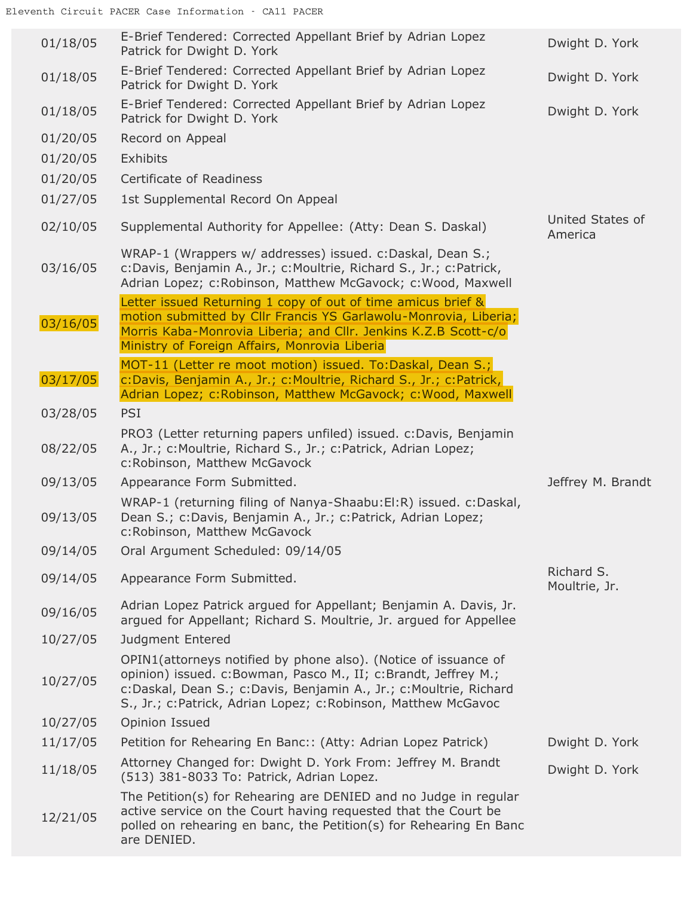| | | |
|---|---|---|
| 01/18/05 | E-Brief Tendered: Corrected Appellant Brief by Adrian Lopez Patrick for Dwight D. York | Dwight D. York |
| 01/18/05 | E-Brief Tendered: Corrected Appellant Brief by Adrian Lopez Patrick for Dwight D. York | Dwight D. York |
| 01/18/05 | E-Brief Tendered: Corrected Appellant Brief by Adrian Lopez Patrick for Dwight D. York | Dwight D. York |
| 01/20/05 | Record on Appeal | |
| 01/20/05 | Exhibits | |
| 01/20/05 | Certificate of Readiness | |
| 01/27/05 | 1st Supplemental Record On Appeal | |
| 02/10/05 | Supplemental Authority for Appellee: (Atty: Dean S. Daskal) | United States of America |
| 03/16/05 | WRAP-1 (Wrappers w/ addresses) issued. c:Daskal, Dean S.; c:Davis, Benjamin A., Jr.; c:Moultrie, Richard S., Jr.; c:Patrick, Adrian Lopez; c:Robinson, Matthew McGavock; c:Wood, Maxwell | |
| 03/16/05 | Letter issued Returning 1 copy of out of time amicus brief & motion submitted by Cllr Francis YS Garlawolu-Monrovia, Liberia; Morris Kaba-Monrovia Liberia; and Cllr. Jenkins K.Z.B Scott-c/o Ministry of Foreign Affairs, Monrovia Liberia | |
| 03/17/05 | MOT-11 (Letter re moot motion) issued. To:Daskal, Dean S.; c:Davis, Benjamin A., Jr.; c:Moultrie, Richard S., Jr.; c:Patrick, Adrian Lopez; c:Robinson, Matthew McGavock; c:Wood, Maxwell | |
| 03/28/05 | PSI | |
| 08/22/05 | PRO3 (Letter returning papers unfiled) issued. c:Davis, Benjamin A., Jr.; c:Moultrie, Richard S., Jr.; c:Patrick, Adrian Lopez; c:Robinson, Matthew McGavock | |
| 09/13/05 | Appearance Form Submitted. | Jeffrey M. Brandt |
| 09/13/05 | WRAP-1 (returning filing of Nanya-Shaabu:El:R) issued. c:Daskal, Dean S.; c:Davis, Benjamin A., Jr.; c:Patrick, Adrian Lopez; c:Robinson, Matthew McGavock | |
| 09/14/05 | Oral Argument Scheduled: 09/14/05 | |
| 09/14/05 | Appearance Form Submitted. | Richard S. Moultrie, Jr. |
| 09/16/05 | Adrian Lopez Patrick argued for Appellant; Benjamin A. Davis, Jr. argued for Appellant; Richard S. Moultrie, Jr. argued for Appellee | |
| 10/27/05 | Judgment Entered | |
| 10/27/05 | OPIN1(attorneys notified by phone also). (Notice of issuance of opinion) issued. c:Bowman, Pasco M., II; c:Brandt, Jeffrey M.; c:Daskal, Dean S.; c:Davis, Benjamin A., Jr.; c:Moultrie, Richard S., Jr.; c:Patrick, Adrian Lopez; c:Robinson, Matthew McGavoc | |
| 10/27/05 | Opinion Issued | |
| 11/17/05 | Petition for Rehearing En Banc:: (Atty: Adrian Lopez Patrick) | Dwight D. York |
| 11/18/05 | Attorney Changed for: Dwight D. York From: Jeffrey M. Brandt (513) 381-8033 To: Patrick, Adrian Lopez. | Dwight D. York |
| 12/21/05 | The Petition(s) for Rehearing are DENIED and no Judge in regular active service on the Court having requested that the Court be polled on rehearing en banc, the Petition(s) for Rehearing En Banc are DENIED. | |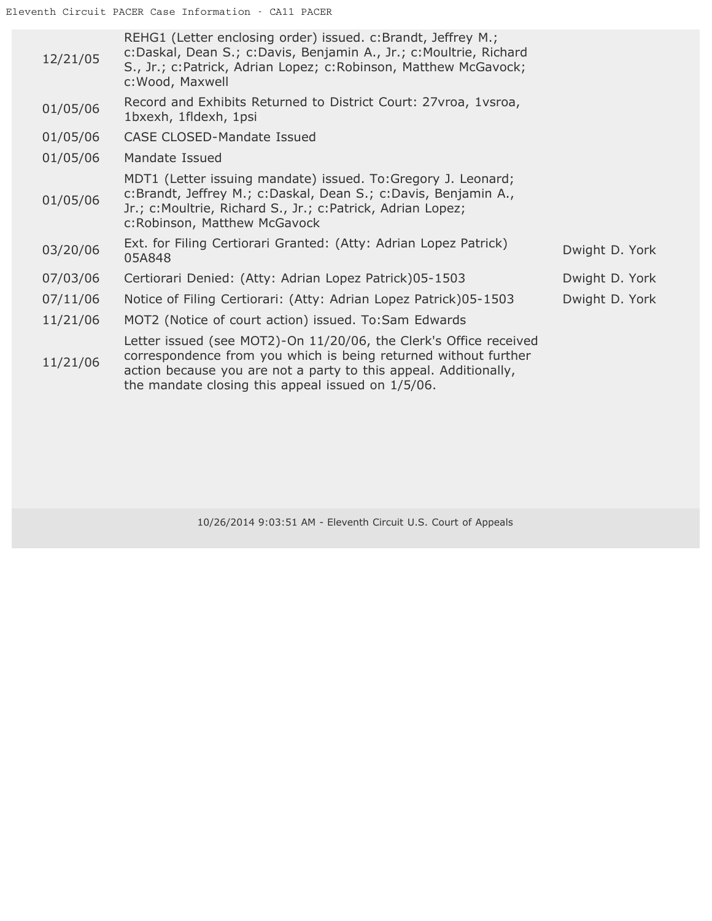| | | |
|---|---|---|
| 12/21/05 | REHG1 (Letter enclosing order) issued. c:Brandt, Jeffrey M.; c:Daskal, Dean S.; c:Davis, Benjamin A., Jr.; c:Moultrie, Richard S., Jr.; c:Patrick, Adrian Lopez; c:Robinson, Matthew McGavock; c:Wood, Maxwell | |
| 01/05/06 | Record and Exhibits Returned to District Court: 27vroa, 1vsroa, 1bxexh, 1fldexh, 1psi | |
| 01/05/06 | CASE CLOSED-Mandate Issued | |
| 01/05/06 | Mandate Issued | |
| 01/05/06 | MDT1 (Letter issuing mandate) issued. To:Gregory J. Leonard; c:Brandt, Jeffrey M.; c:Daskal, Dean S.; c:Davis, Benjamin A., Jr.; c:Moultrie, Richard S., Jr.; c:Patrick, Adrian Lopez; c:Robinson, Matthew McGavock | |
| 03/20/06 | Ext. for Filing Certiorari Granted: (Atty: Adrian Lopez Patrick) 05A848 | Dwight D. York |
| 07/03/06 | Certiorari Denied: (Atty: Adrian Lopez Patrick)05-1503 | Dwight D. York |
| 07/11/06 | Notice of Filing Certiorari: (Atty: Adrian Lopez Patrick)05-1503 | Dwight D. York |
| 11/21/06 | MOT2 (Notice of court action) issued. To:Sam Edwards | |
| 11/21/06 | Letter issued (see MOT2)-On 11/20/06, the Clerk's Office received correspondence from you which is being returned without further action because you are not a party to this appeal. Additionally, the mandate closing this appeal issued on 1/5/06. | |

10/26/2014 9:03:51 AM - Eleventh Circuit U.S. Court of Appeals